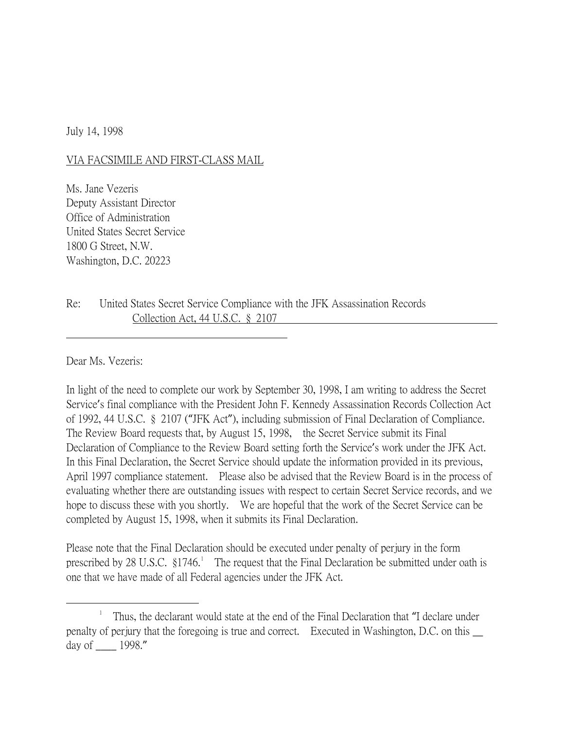July 14, 1998

VIA FACSIMILE AND FIRST-CLASS MAIL

Ms. Jane Vezeris
Deputy Assistant Director
Office of Administration
United States Secret Service
1800 G Street, N.W.
Washington, D.C. 20223

Re: United States Secret Service Compliance with the JFK Assassination Records Collection Act, 44 U.S.C. § 2107

Dear Ms. Vezeris:

In light of the need to complete our work by September 30, 1998, I am writing to address the Secret Service's final compliance with the President John F. Kennedy Assassination Records Collection Act of 1992, 44 U.S.C. § 2107 ("JFK Act"), including submission of Final Declaration of Compliance. The Review Board requests that, by August 15, 1998, the Secret Service submit its Final Declaration of Compliance to the Review Board setting forth the Service's work under the JFK Act. In this Final Declaration, the Secret Service should update the information provided in its previous, April 1997 compliance statement. Please also be advised that the Review Board is in the process of evaluating whether there are outstanding issues with respect to certain Secret Service records, and we hope to discuss these with you shortly. We are hopeful that the work of the Secret Service can be completed by August 15, 1998, when it submits its Final Declaration.

Please note that the Final Declaration should be executed under penalty of perjury in the form prescribed by 28 U.S.C. §1746.[1] The request that the Final Declaration be submitted under oath is one that we have made of all Federal agencies under the JFK Act.

---

[1] Thus, the declarant would state at the end of the Final Declaration that "I declare under penalty of perjury that the foregoing is true and correct. Executed in Washington, D.C. on this __ day of ____ 1998."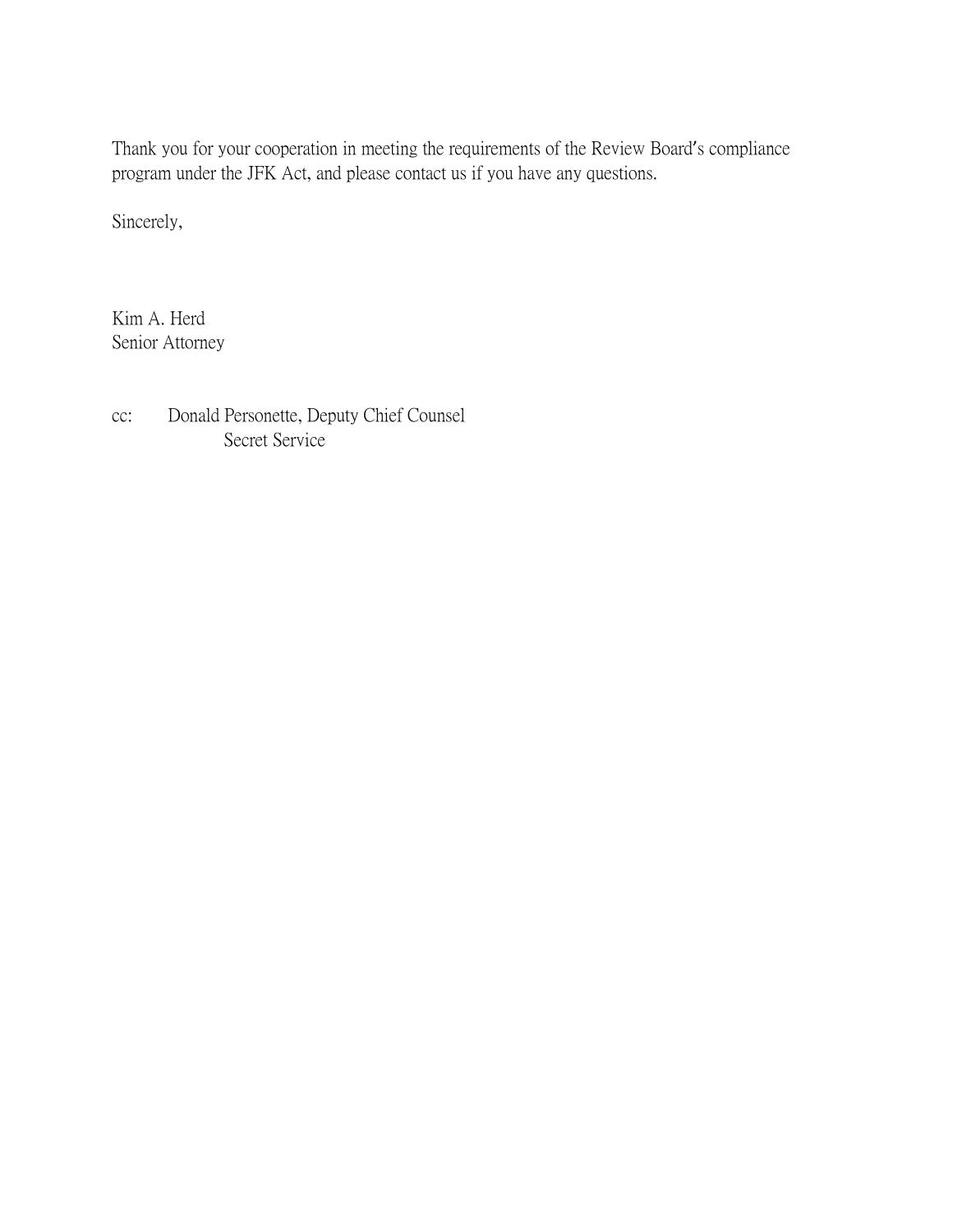Thank you for your cooperation in meeting the requirements of the Review Board's compliance program under the JFK Act, and please contact us if you have any questions.

Sincerely,

Kim A. Herd
Senior Attorney

cc: Donald Personette, Deputy Chief Counsel
Secret Service